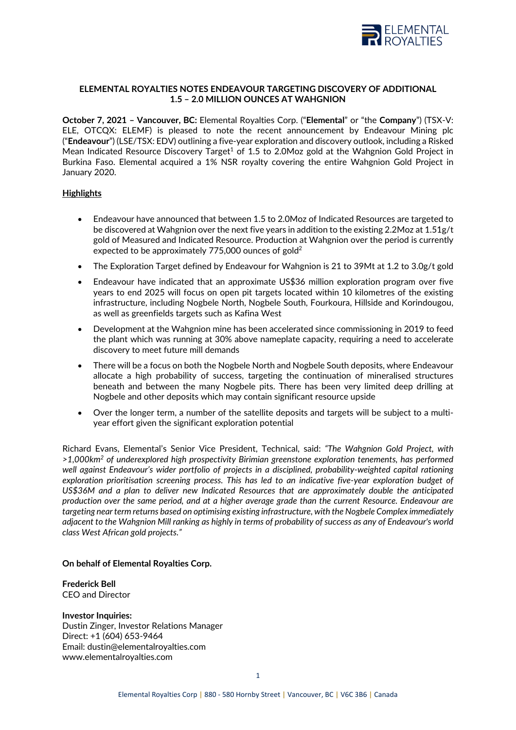# ELEMENTAL ROYALTIES NOTES ENDEAVOUR TARGETING DISCOVERY OF ADDITIONAL 1.5 – 2.0 MILLION OUNCES AT WAHGNION

**October 7, 2021 – Vancouver, BC:** Elemental Royalties Corp. ("**Elemental**" or "the **Company**") (TSX-V: ELE, OTCQX: ELEMF) is pleased to note the recent announcement by Endeavour Mining plc ("**Endeavour**") (LSE/TSX: EDV) outlining a five-year exploration and discovery outlook, including a Risked Mean Indicated Resource Discovery Target[1] of 1.5 to 2.0Moz gold at the Wahgnion Gold Project in Burkina Faso. Elemental acquired a 1% NSR royalty covering the entire Wahgnion Gold Project in January 2020.

## Highlights

- Endeavour have announced that between 1.5 to 2.0Moz of Indicated Resources are targeted to be discovered at Wahgnion over the next five years in addition to the existing 2.2Moz at 1.51g/t gold of Measured and Indicated Resource. Production at Wahgnion over the period is currently expected to be approximately 775,000 ounces of gold[2]
- The Exploration Target defined by Endeavour for Wahgnion is 21 to 39Mt at 1.2 to 3.0g/t gold
- Endeavour have indicated that an approximate US$36 million exploration program over five years to end 2025 will focus on open pit targets located within 10 kilometres of the existing infrastructure, including Nogbele North, Nogbele South, Fourkoura, Hillside and Korindougou, as well as greenfields targets such as Kafina West
- Development at the Wahgnion mine has been accelerated since commissioning in 2019 to feed the plant which was running at 30% above nameplate capacity, requiring a need to accelerate discovery to meet future mill demands
- There will be a focus on both the Nogbele North and Nogbele South deposits, where Endeavour allocate a high probability of success, targeting the continuation of mineralised structures beneath and between the many Nogbele pits. There has been very limited deep drilling at Nogbele and other deposits which may contain significant resource upside
- Over the longer term, a number of the satellite deposits and targets will be subject to a multi-year effort given the significant exploration potential

Richard Evans, Elemental's Senior Vice President, Technical, said: *"The Wahgnion Gold Project, with >1,000km$^2$ of underexplored high prospectivity Birimian greenstone exploration tenements, has performed well against Endeavour's wider portfolio of projects in a disciplined, probability-weighted capital rationing exploration prioritisation screening process. This has led to an indicative five-year exploration budget of US$36M and a plan to deliver new Indicated Resources that are approximately double the anticipated production over the same period, and at a higher average grade than the current Resource. Endeavour are targeting near term returns based on optimising existing infrastructure, with the Nogbele Complex immediately adjacent to the Wahgnion Mill ranking as highly in terms of probability of success as any of Endeavour's world class West African gold projects."*

**On behalf of Elemental Royalties Corp.**

**Frederick Bell**
CEO and Director

**Investor Inquiries:**
Dustin Zinger, Investor Relations Manager
Direct: +1 (604) 653-9464
Email: dustin@elementalroyalties.com
www.elementalroyalties.com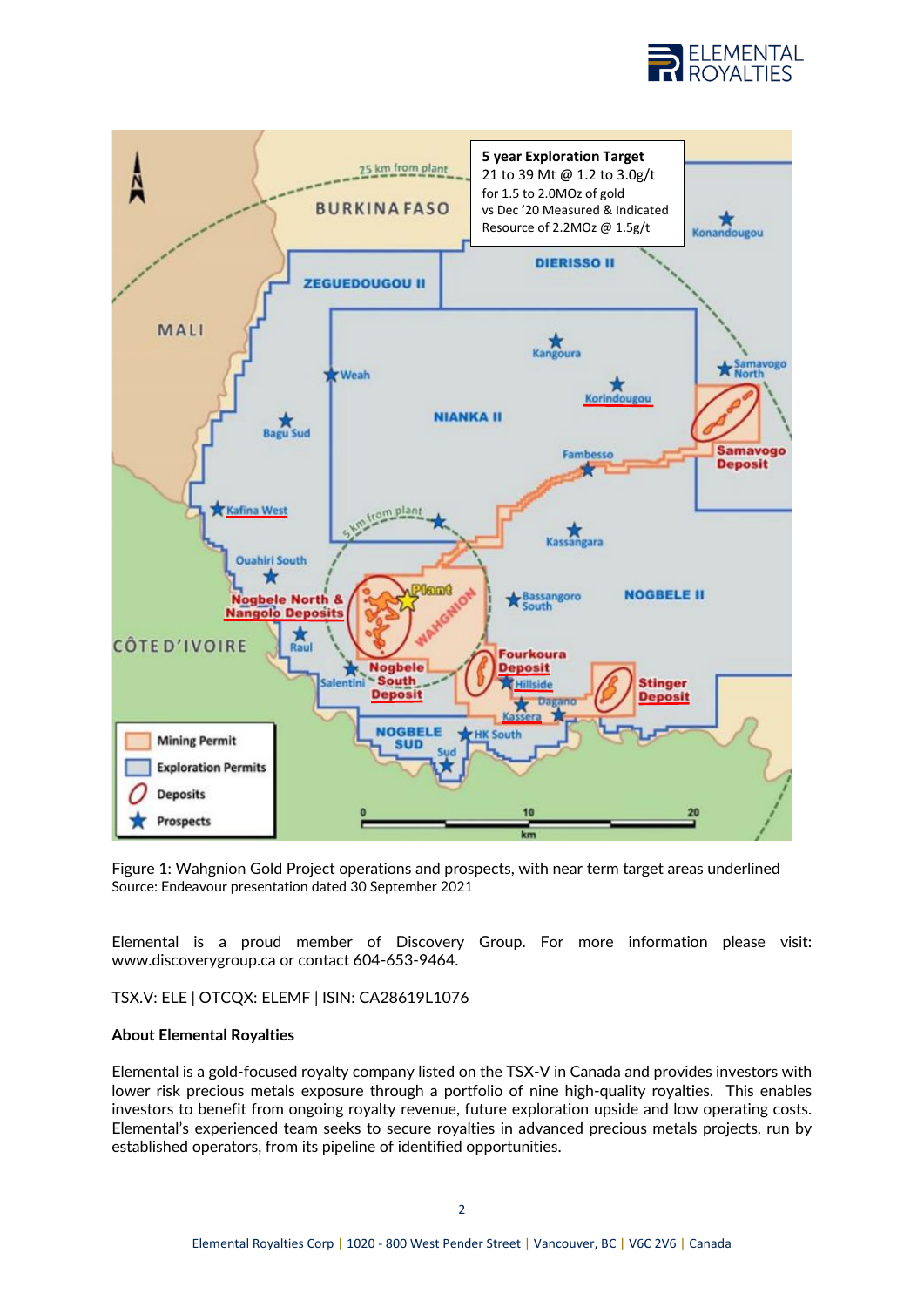Figure 1: Wahgnion Gold Project operations and prospects, with near term target areas underlined
Source: Endeavour presentation dated 30 September 2021

Elemental is a proud member of Discovery Group. For more information please visit: www.discoverygroup.ca or contact 604-653-9464.

TSX.V: ELE | OTCQX: ELEMF | ISIN: CA28619L1076

**About Elemental Royalties**

Elemental is a gold-focused royalty company listed on the TSX-V in Canada and provides investors with lower risk precious metals exposure through a portfolio of nine high-quality royalties. This enables investors to benefit from ongoing royalty revenue, future exploration upside and low operating costs. Elemental's experienced team seeks to secure royalties in advanced precious metals projects, run by established operators, from its pipeline of identified opportunities.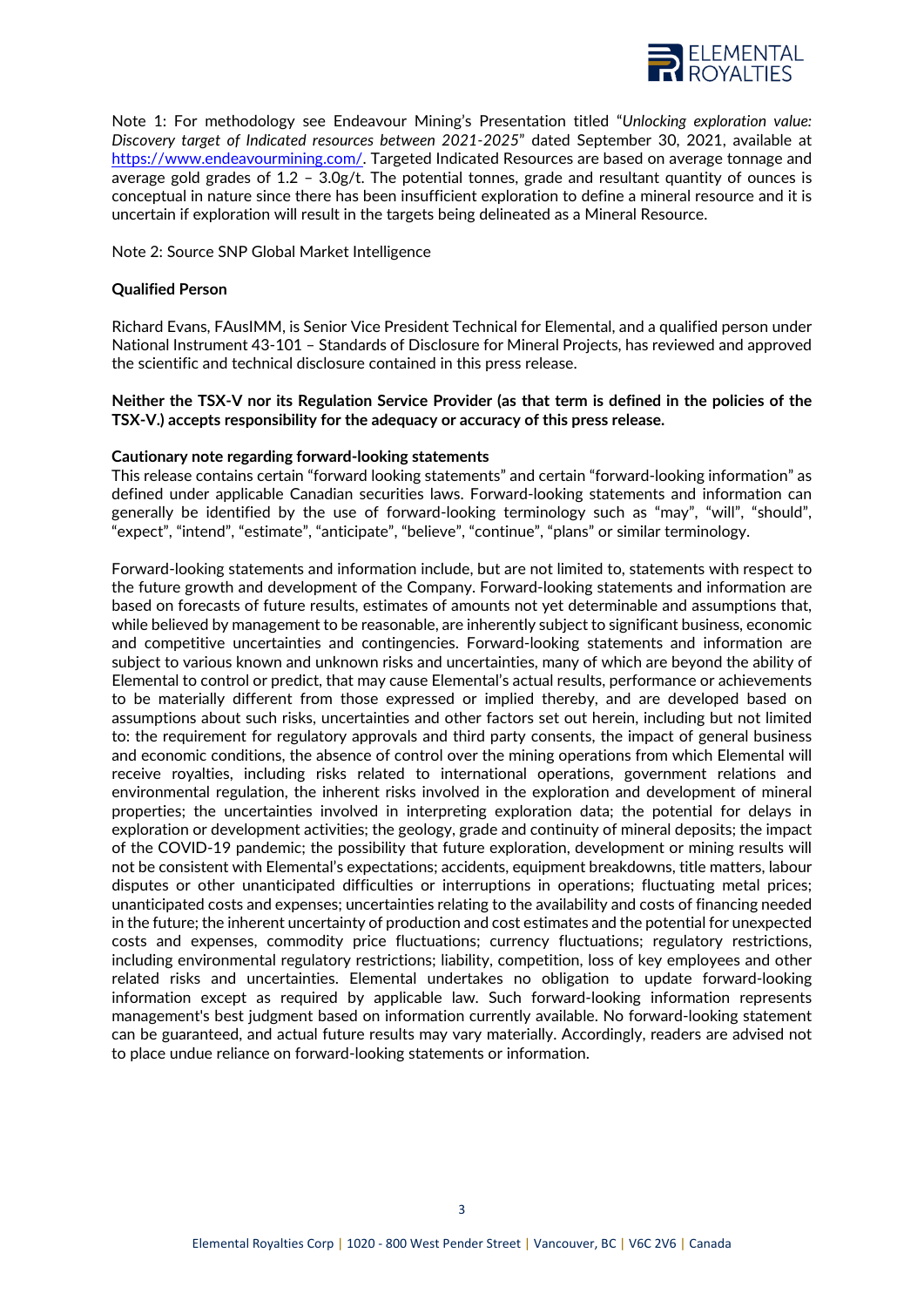Note 1: For methodology see Endeavour Mining's Presentation titled "*Unlocking exploration value: Discovery target of Indicated resources between 2021-2025*" dated September 30, 2021, available at [https://www.endeavourmining.com/](https://www.endeavourmining.com/). Targeted Indicated Resources are based on average tonnage and average gold grades of 1.2 – 3.0g/t. The potential tonnes, grade and resultant quantity of ounces is conceptual in nature since there has been insufficient exploration to define a mineral resource and it is uncertain if exploration will result in the targets being delineated as a Mineral Resource.

Note 2: Source SNP Global Market Intelligence

**Qualified Person**

Richard Evans, FAusIMM, is Senior Vice President Technical for Elemental, and a qualified person under National Instrument 43-101 – Standards of Disclosure for Mineral Projects, has reviewed and approved the scientific and technical disclosure contained in this press release.

**Neither the TSX-V nor its Regulation Service Provider (as that term is defined in the policies of the TSX-V.) accepts responsibility for the adequacy or accuracy of this press release.**

**Cautionary note regarding forward-looking statements**

This release contains certain "forward looking statements" and certain "forward-looking information" as defined under applicable Canadian securities laws. Forward-looking statements and information can generally be identified by the use of forward-looking terminology such as "may", "will", "should", "expect", "intend", "estimate", "anticipate", "believe", "continue", "plans" or similar terminology.

Forward-looking statements and information include, but are not limited to, statements with respect to the future growth and development of the Company. Forward-looking statements and information are based on forecasts of future results, estimates of amounts not yet determinable and assumptions that, while believed by management to be reasonable, are inherently subject to significant business, economic and competitive uncertainties and contingencies. Forward-looking statements and information are subject to various known and unknown risks and uncertainties, many of which are beyond the ability of Elemental to control or predict, that may cause Elemental's actual results, performance or achievements to be materially different from those expressed or implied thereby, and are developed based on assumptions about such risks, uncertainties and other factors set out herein, including but not limited to: the requirement for regulatory approvals and third party consents, the impact of general business and economic conditions, the absence of control over the mining operations from which Elemental will receive royalties, including risks related to international operations, government relations and environmental regulation, the inherent risks involved in the exploration and development of mineral properties; the uncertainties involved in interpreting exploration data; the potential for delays in exploration or development activities; the geology, grade and continuity of mineral deposits; the impact of the COVID-19 pandemic; the possibility that future exploration, development or mining results will not be consistent with Elemental's expectations; accidents, equipment breakdowns, title matters, labour disputes or other unanticipated difficulties or interruptions in operations; fluctuating metal prices; unanticipated costs and expenses; uncertainties relating to the availability and costs of financing needed in the future; the inherent uncertainty of production and cost estimates and the potential for unexpected costs and expenses, commodity price fluctuations; currency fluctuations; regulatory restrictions, including environmental regulatory restrictions; liability, competition, loss of key employees and other related risks and uncertainties. Elemental undertakes no obligation to update forward-looking information except as required by applicable law. Such forward-looking information represents management's best judgment based on information currently available. No forward-looking statement can be guaranteed, and actual future results may vary materially. Accordingly, readers are advised not to place undue reliance on forward-looking statements or information.